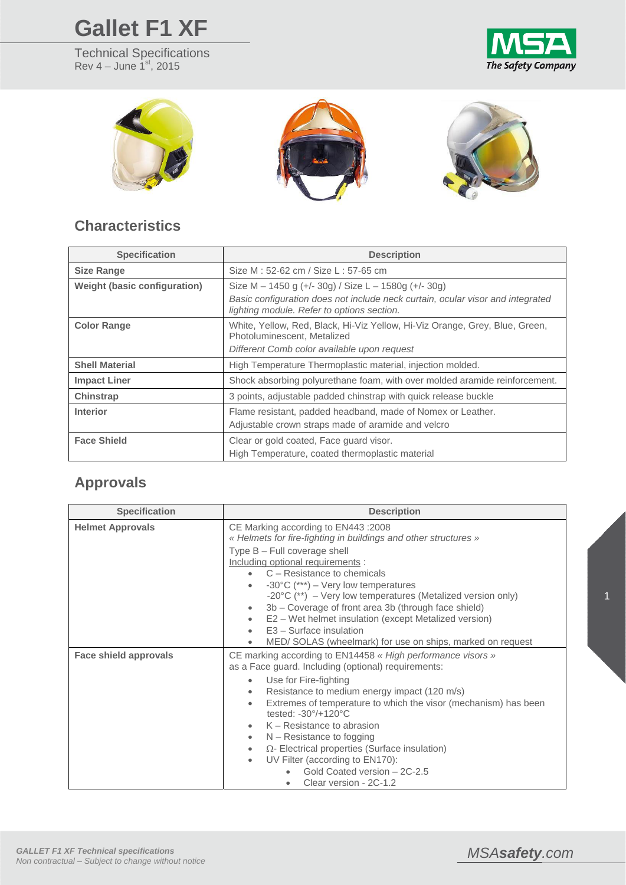# Gallet F1 XF

Technical Specifications
Rev 4 – June 1st, 2015

## Characteristics

| Specification | Description |
|---|---|
| **Size Range** | Size M : 52-62 cm / Size L : 57-65 cm |
| **Weight (basic configuration)** | Size M – 1450 g (+/- 30g) / Size L – 1580g (+/- 30g)<br>*Basic configuration does not include neck curtain, ocular visor and integrated lighting module. Refer to options section.* |
| **Color Range** | White, Yellow, Red, Black, Hi-Viz Yellow, Hi-Viz Orange, Grey, Blue, Green, Photoluminescent, Metalized<br>*Different Comb color available upon request* |
| **Shell Material** | High Temperature Thermoplastic material, injection molded. |
| **Impact Liner** | Shock absorbing polyurethane foam, with over molded aramide reinforcement. |
| **Chinstrap** | 3 points, adjustable padded chinstrap with quick release buckle |
| **Interior** | Flame resistant, padded headband, made of Nomex or Leather.<br>Adjustable crown straps made of aramide and velcro |
| **Face Shield** | Clear or gold coated, Face guard visor.<br>High Temperature, coated thermoplastic material |

## Approvals

| Specification | Description |
|---|---|
| **Helmet Approvals** | CE Marking according to EN443 :2008<br>*« Helmets for fire-fighting in buildings and other structures »*<br>Type B – Full coverage shell<br>Including optional requirements :<br>• C – Resistance to chemicals<br>• -30°C (\*\*\*) – Very low temperatures<br>-20°C (\*\*) – Very low temperatures (Metalized version only)<br>• 3b – Coverage of front area 3b (through face shield)<br>• E2 – Wet helmet insulation (except Metalized version)<br>• E3 – Surface insulation<br>• MED/ SOLAS (wheelmark) for use on ships, marked on request |
| **Face shield approvals** | CE marking according to EN14458 *« High performance visors »*<br>as a Face guard. Including (optional) requirements:<br>• Use for Fire-fighting<br>• Resistance to medium energy impact (120 m/s)<br>• Extremes of temperature to which the visor (mechanism) has been tested: -30°/+120°C<br>• K – Resistance to abrasion<br>• N – Resistance to fogging<br>• Ω- Electrical properties (Surface insulation)<br>• UV Filter (according to EN170):<br>  ◦ Gold Coated version – 2C-2.5<br>  ◦ Clear version - 2C-1.2 |

*GALLET F1 XF Technical specifications*
*Non contractual – Subject to change without notice*

MSA*safety*.com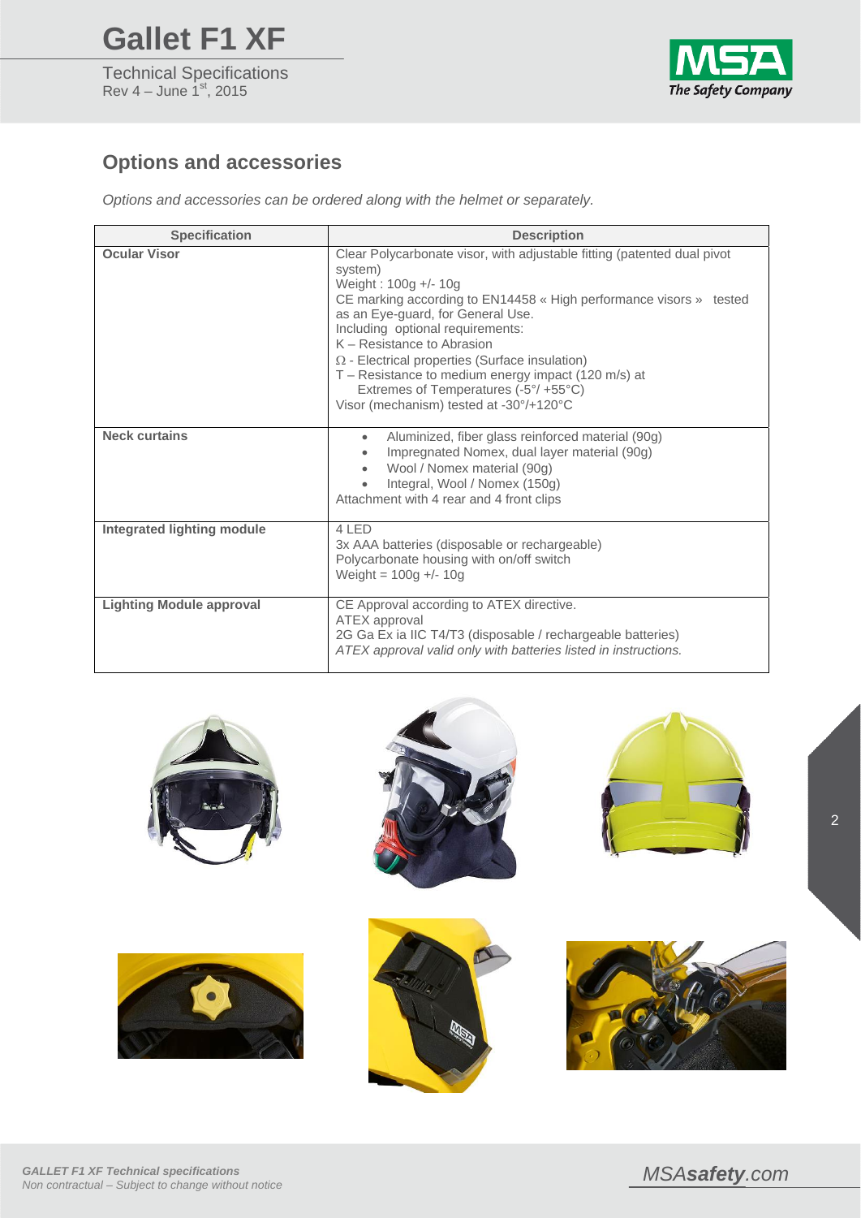## Options and accessories

*Options and accessories can be ordered along with the helmet or separately.*

| Specification | Description |
|---|---|
| **Ocular Visor** | Clear Polycarbonate visor, with adjustable fitting (patented dual pivot system)<br>Weight : 100g +/- 10g<br>CE marking according to EN14458 « High performance visors » tested as an Eye-guard, for General Use.<br>Including optional requirements:<br>K – Resistance to Abrasion<br>Ω - Electrical properties (Surface insulation)<br>T – Resistance to medium energy impact (120 m/s) at Extremes of Temperatures (-5°/ +55°C)<br>Visor (mechanism) tested at -30°/+120°C |
| **Neck curtains** | • Aluminized, fiber glass reinforced material (90g)<br>• Impregnated Nomex, dual layer material (90g)<br>• Wool / Nomex material (90g)<br>• Integral, Wool / Nomex (150g)<br>Attachment with 4 rear and 4 front clips |
| **Integrated lighting module** | 4 LED<br>3x AAA batteries (disposable or rechargeable)<br>Polycarbonate housing with on/off switch<br>Weight = 100g +/- 10g |
| **Lighting Module approval** | CE Approval according to ATEX directive.<br>ATEX approval<br>2G Ga Ex ia IIC T4/T3 (disposable / rechargeable batteries)<br>*ATEX approval valid only with batteries listed in instructions.* |